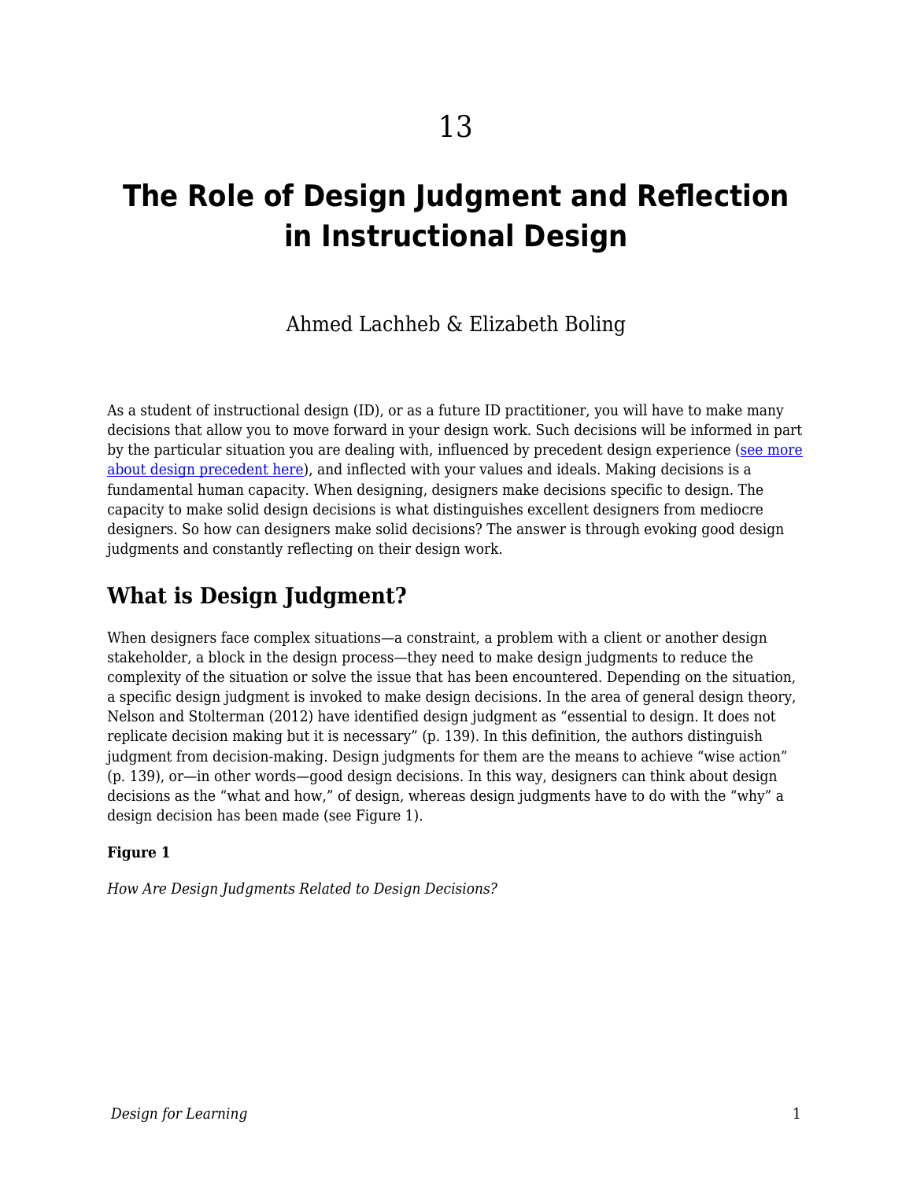13

# The Role of Design Judgment and Reflection in Instructional Design

Ahmed Lachheb & Elizabeth Boling

As a student of instructional design (ID), or as a future ID practitioner, you will have to make many decisions that allow you to move forward in your design work. Such decisions will be informed in part by the particular situation you are dealing with, influenced by precedent design experience (see more about design precedent here), and inflected with your values and ideals. Making decisions is a fundamental human capacity. When designing, designers make decisions specific to design. The capacity to make solid design decisions is what distinguishes excellent designers from mediocre designers. So how can designers make solid decisions? The answer is through evoking good design judgments and constantly reflecting on their design work.

## What is Design Judgment?

When designers face complex situations—a constraint, a problem with a client or another design stakeholder, a block in the design process—they need to make design judgments to reduce the complexity of the situation or solve the issue that has been encountered. Depending on the situation, a specific design judgment is invoked to make design decisions. In the area of general design theory, Nelson and Stolterman (2012) have identified design judgment as "essential to design. It does not replicate decision making but it is necessary" (p. 139). In this definition, the authors distinguish judgment from decision-making. Design judgments for them are the means to achieve "wise action" (p. 139), or—in other words—good design decisions. In this way, designers can think about design decisions as the "what and how," of design, whereas design judgments have to do with the "why" a design decision has been made (see Figure 1).

**Figure 1**

*How Are Design Judgments Related to Design Decisions?*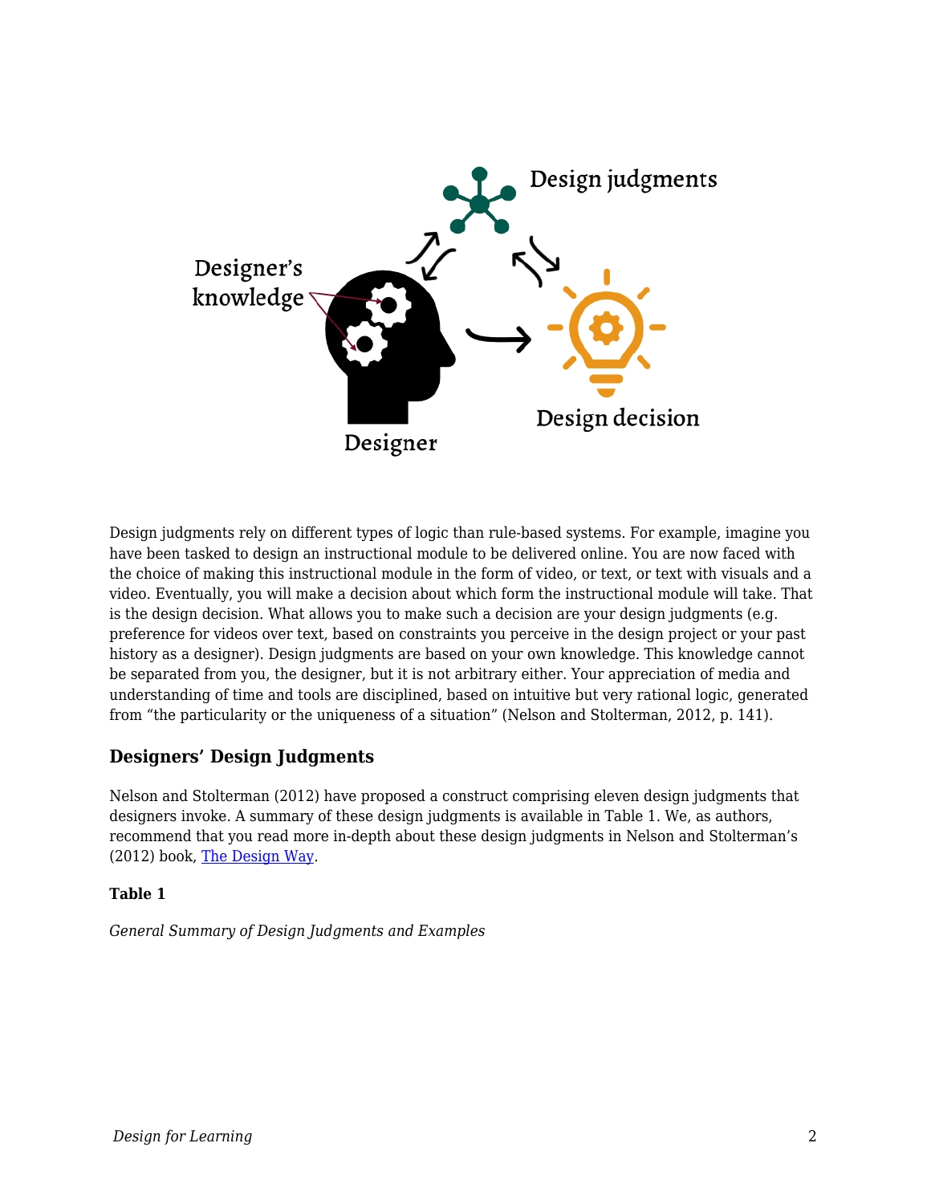Design judgments rely on different types of logic than rule-based systems. For example, imagine you have been tasked to design an instructional module to be delivered online. You are now faced with the choice of making this instructional module in the form of video, or text, or text with visuals and a video. Eventually, you will make a decision about which form the instructional module will take. That is the design decision. What allows you to make such a decision are your design judgments (e.g. preference for videos over text, based on constraints you perceive in the design project or your past history as a designer). Design judgments are based on your own knowledge. This knowledge cannot be separated from you, the designer, but it is not arbitrary either. Your appreciation of media and understanding of time and tools are disciplined, based on intuitive but very rational logic, generated from "the particularity or the uniqueness of a situation" (Nelson and Stolterman, 2012, p. 141).

### Designers' Design Judgments

Nelson and Stolterman (2012) have proposed a construct comprising eleven design judgments that designers invoke. A summary of these design judgments is available in Table 1. We, as authors, recommend that you read more in-depth about these design judgments in Nelson and Stolterman's (2012) book, The Design Way.

**Table 1**

*General Summary of Design Judgments and Examples*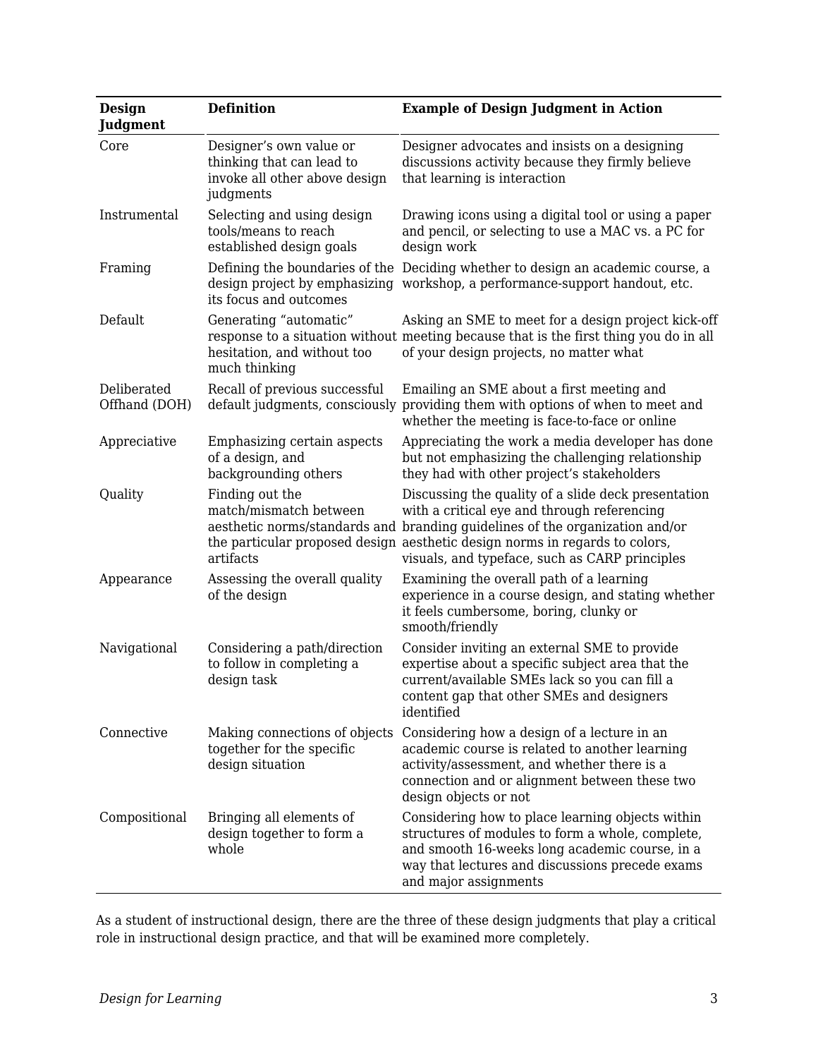| Design Judgment | Definition | Example of Design Judgment in Action |
|---|---|---|
| Core | Designer's own value or thinking that can lead to invoke all other above design judgments | Designer advocates and insists on a designing discussions activity because they firmly believe that learning is interaction |
| Instrumental | Selecting and using design tools/means to reach established design goals | Drawing icons using a digital tool or using a paper and pencil, or selecting to use a MAC vs. a PC for design work |
| Framing | Defining the boundaries of the design project by emphasizing its focus and outcomes | Deciding whether to design an academic course, a workshop, a performance-support handout, etc. |
| Default | Generating "automatic" response to a situation without hesitation, and without too much thinking | Asking an SME to meet for a design project kick-off meeting because that is the first thing you do in all of your design projects, no matter what |
| Deliberated Offhand (DOH) | Recall of previous successful default judgments, consciously | Emailing an SME about a first meeting and providing them with options of when to meet and whether the meeting is face-to-face or online |
| Appreciative | Emphasizing certain aspects of a design, and backgrounding others | Appreciating the work a media developer has done but not emphasizing the challenging relationship they had with other project's stakeholders |
| Quality | Finding out the match/mismatch between aesthetic norms/standards and the particular proposed design artifacts | Discussing the quality of a slide deck presentation with a critical eye and through referencing branding guidelines of the organization and/or aesthetic design norms in regards to colors, visuals, and typeface, such as CARP principles |
| Appearance | Assessing the overall quality of the design | Examining the overall path of a learning experience in a course design, and stating whether it feels cumbersome, boring, clunky or smooth/friendly |
| Navigational | Considering a path/direction to follow in completing a design task | Consider inviting an external SME to provide expertise about a specific subject area that the current/available SMEs lack so you can fill a content gap that other SMEs and designers identified |
| Connective | Making connections of objects together for the specific design situation | Considering how a design of a lecture in an academic course is related to another learning activity/assessment, and whether there is a connection and or alignment between these two design objects or not |
| Compositional | Bringing all elements of design together to form a whole | Considering how to place learning objects within structures of modules to form a whole, complete, and smooth 16-weeks long academic course, in a way that lectures and discussions precede exams and major assignments |

As a student of instructional design, there are the three of these design judgments that play a critical role in instructional design practice, and that will be examined more completely.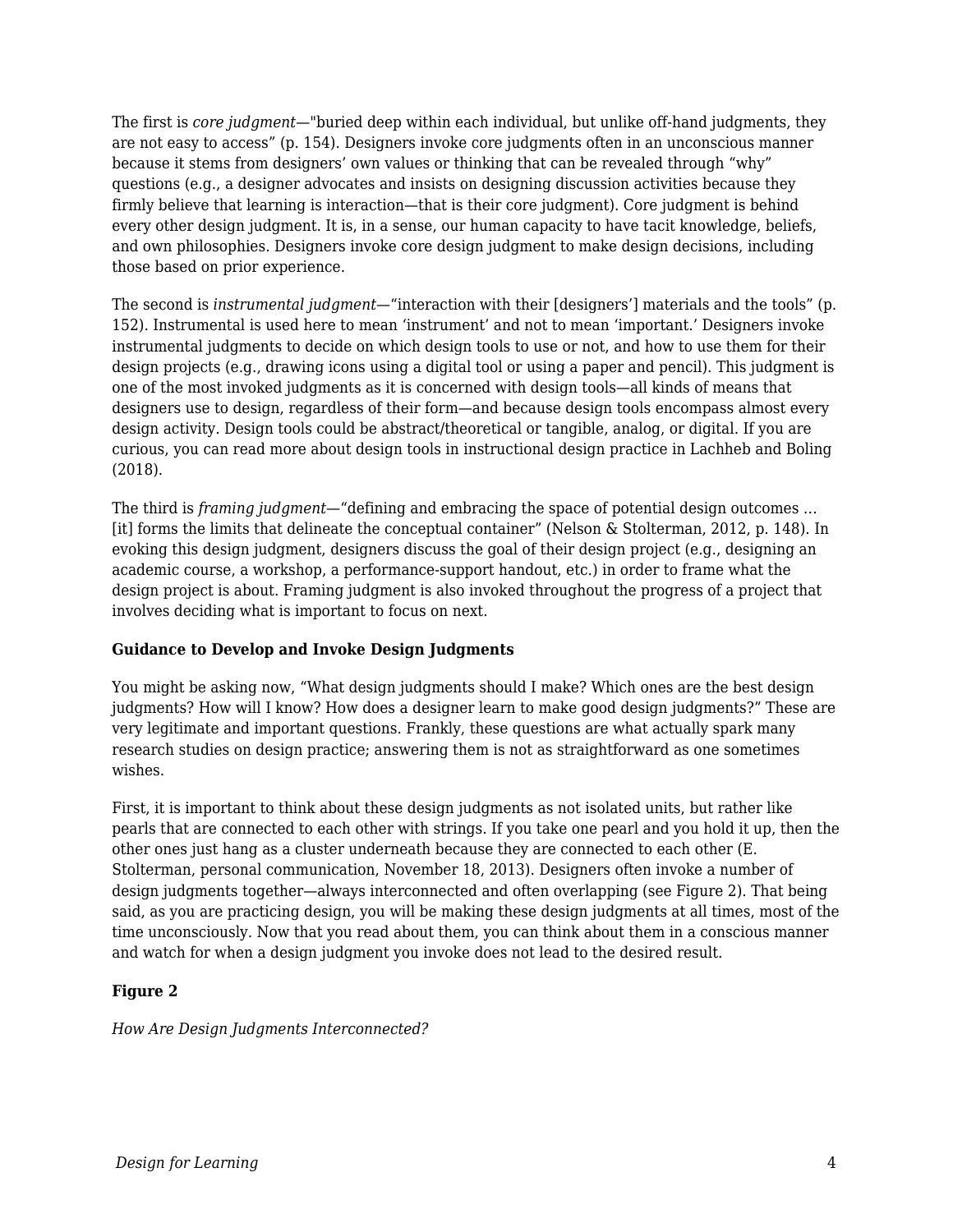The first is *core judgment*—"buried deep within each individual, but unlike off-hand judgments, they are not easy to access" (p. 154). Designers invoke core judgments often in an unconscious manner because it stems from designers' own values or thinking that can be revealed through "why" questions (e.g., a designer advocates and insists on designing discussion activities because they firmly believe that learning is interaction—that is their core judgment). Core judgment is behind every other design judgment. It is, in a sense, our human capacity to have tacit knowledge, beliefs, and own philosophies. Designers invoke core design judgment to make design decisions, including those based on prior experience.

The second is *instrumental judgment*—"interaction with their [designers'] materials and the tools" (p. 152). Instrumental is used here to mean 'instrument' and not to mean 'important.' Designers invoke instrumental judgments to decide on which design tools to use or not, and how to use them for their design projects (e.g., drawing icons using a digital tool or using a paper and pencil). This judgment is one of the most invoked judgments as it is concerned with design tools—all kinds of means that designers use to design, regardless of their form—and because design tools encompass almost every design activity. Design tools could be abstract/theoretical or tangible, analog, or digital. If you are curious, you can read more about design tools in instructional design practice in Lachheb and Boling (2018).

The third is *framing judgment*—"defining and embracing the space of potential design outcomes … [it] forms the limits that delineate the conceptual container" (Nelson & Stolterman, 2012, p. 148). In evoking this design judgment, designers discuss the goal of their design project (e.g., designing an academic course, a workshop, a performance-support handout, etc.) in order to frame what the design project is about. Framing judgment is also invoked throughout the progress of a project that involves deciding what is important to focus on next.

**Guidance to Develop and Invoke Design Judgments**

You might be asking now, "What design judgments should I make? Which ones are the best design judgments? How will I know? How does a designer learn to make good design judgments?" These are very legitimate and important questions. Frankly, these questions are what actually spark many research studies on design practice; answering them is not as straightforward as one sometimes wishes.

First, it is important to think about these design judgments as not isolated units, but rather like pearls that are connected to each other with strings. If you take one pearl and you hold it up, then the other ones just hang as a cluster underneath because they are connected to each other (E. Stolterman, personal communication, November 18, 2013). Designers often invoke a number of design judgments together—always interconnected and often overlapping (see Figure 2). That being said, as you are practicing design, you will be making these design judgments at all times, most of the time unconsciously. Now that you read about them, you can think about them in a conscious manner and watch for when a design judgment you invoke does not lead to the desired result.

**Figure 2**

*How Are Design Judgments Interconnected?*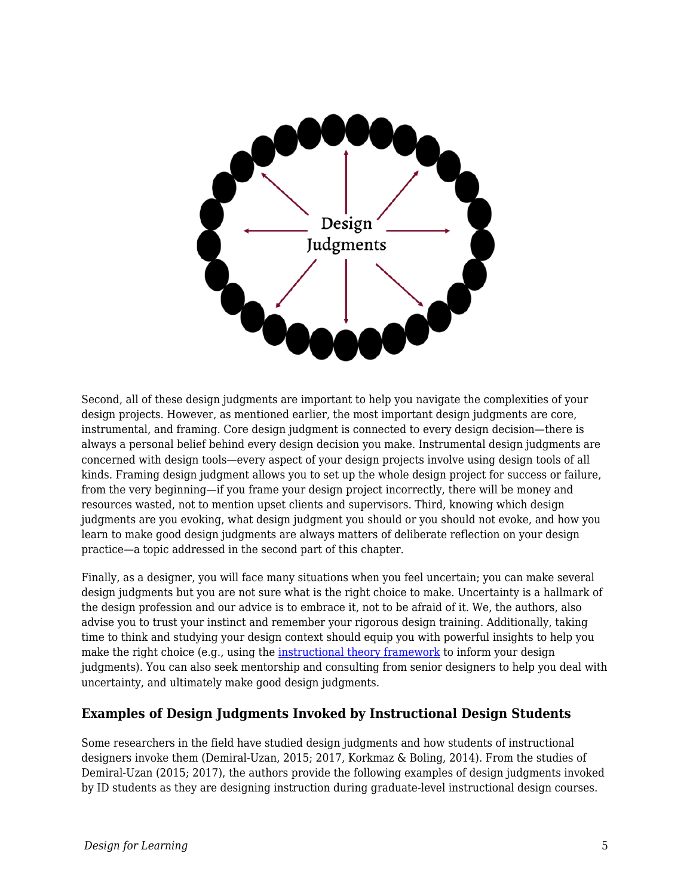Second, all of these design judgments are important to help you navigate the complexities of your design projects. However, as mentioned earlier, the most important design judgments are core, instrumental, and framing. Core design judgment is connected to every design decision—there is always a personal belief behind every design decision you make. Instrumental design judgments are concerned with design tools—every aspect of your design projects involve using design tools of all kinds. Framing design judgment allows you to set up the whole design project for success or failure, from the very beginning—if you frame your design project incorrectly, there will be money and resources wasted, not to mention upset clients and supervisors. Third, knowing which design judgments are you evoking, what design judgment you should or you should not evoke, and how you learn to make good design judgments are always matters of deliberate reflection on your design practice—a topic addressed in the second part of this chapter.

Finally, as a designer, you will face many situations when you feel uncertain; you can make several design judgments but you are not sure what is the right choice to make. Uncertainty is a hallmark of the design profession and our advice is to embrace it, not to be afraid of it. We, the authors, also advise you to trust your instinct and remember your rigorous design training. Additionally, taking time to think and studying your design context should equip you with powerful insights to help you make the right choice (e.g., using the instructional theory framework to inform your design judgments). You can also seek mentorship and consulting from senior designers to help you deal with uncertainty, and ultimately make good design judgments.

### Examples of Design Judgments Invoked by Instructional Design Students

Some researchers in the field have studied design judgments and how students of instructional designers invoke them (Demiral-Uzan, 2015; 2017, Korkmaz & Boling, 2014). From the studies of Demiral-Uzan (2015; 2017), the authors provide the following examples of design judgments invoked by ID students as they are designing instruction during graduate-level instructional design courses.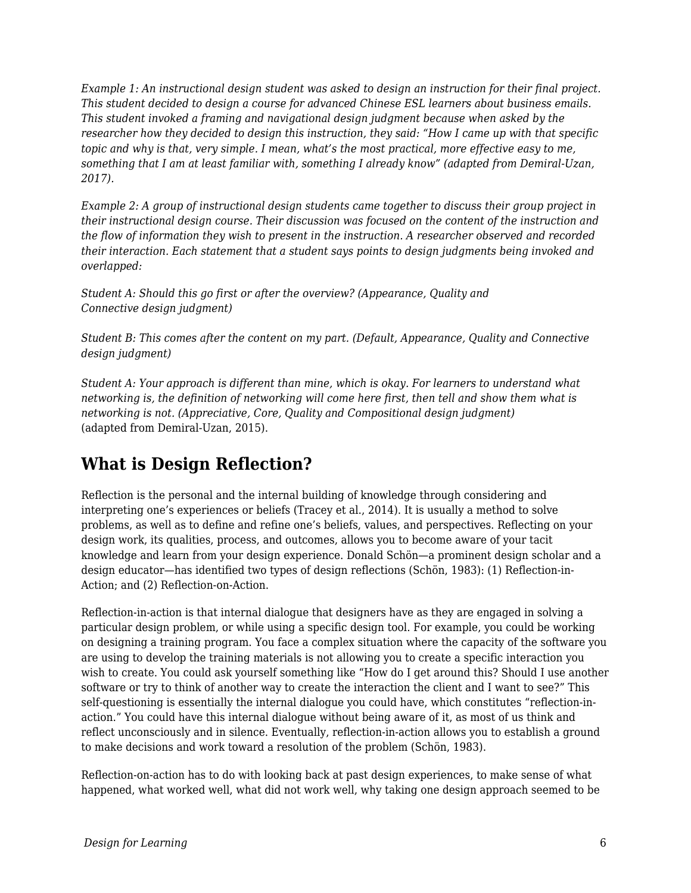*Example 1: An instructional design student was asked to design an instruction for their final project. This student decided to design a course for advanced Chinese ESL learners about business emails. This student invoked a framing and navigational design judgment because when asked by the researcher how they decided to design this instruction, they said: "How I came up with that specific topic and why is that, very simple. I mean, what's the most practical, more effective easy to me, something that I am at least familiar with, something I already know" (adapted from Demiral-Uzan, 2017).*

*Example 2: A group of instructional design students came together to discuss their group project in their instructional design course. Their discussion was focused on the content of the instruction and the flow of information they wish to present in the instruction. A researcher observed and recorded their interaction. Each statement that a student says points to design judgments being invoked and overlapped:*

*Student A: Should this go first or after the overview? (Appearance, Quality and Connective design judgment)*

*Student B: This comes after the content on my part. (Default, Appearance, Quality and Connective design judgment)*

*Student A: Your approach is different than mine, which is okay. For learners to understand what networking is, the definition of networking will come here first, then tell and show them what is networking is not. (Appreciative, Core, Quality and Compositional design judgment)* (adapted from Demiral-Uzan, 2015).

## What is Design Reflection?

Reflection is the personal and the internal building of knowledge through considering and interpreting one's experiences or beliefs (Tracey et al., 2014). It is usually a method to solve problems, as well as to define and refine one's beliefs, values, and perspectives. Reflecting on your design work, its qualities, process, and outcomes, allows you to become aware of your tacit knowledge and learn from your design experience. Donald Schön—a prominent design scholar and a design educator—has identified two types of design reflections (Schön, 1983): (1) Reflection-in-Action; and (2) Reflection-on-Action.

Reflection-in-action is that internal dialogue that designers have as they are engaged in solving a particular design problem, or while using a specific design tool. For example, you could be working on designing a training program. You face a complex situation where the capacity of the software you are using to develop the training materials is not allowing you to create a specific interaction you wish to create. You could ask yourself something like "How do I get around this? Should I use another software or try to think of another way to create the interaction the client and I want to see?" This self-questioning is essentially the internal dialogue you could have, which constitutes "reflection-in-action." You could have this internal dialogue without being aware of it, as most of us think and reflect unconsciously and in silence. Eventually, reflection-in-action allows you to establish a ground to make decisions and work toward a resolution of the problem (Schön, 1983).

Reflection-on-action has to do with looking back at past design experiences, to make sense of what happened, what worked well, what did not work well, why taking one design approach seemed to be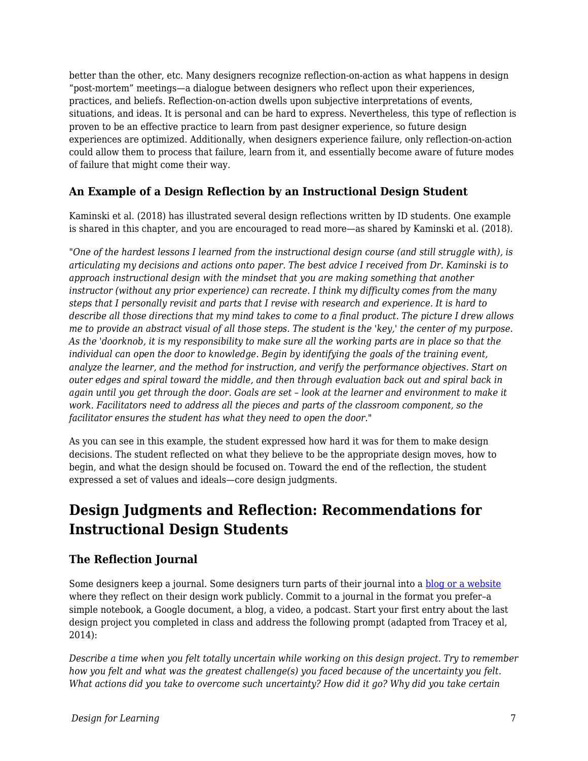better than the other, etc. Many designers recognize reflection-on-action as what happens in design "post-mortem" meetings—a dialogue between designers who reflect upon their experiences, practices, and beliefs. Reflection-on-action dwells upon subjective interpretations of events, situations, and ideas. It is personal and can be hard to express. Nevertheless, this type of reflection is proven to be an effective practice to learn from past designer experience, so future design experiences are optimized. Additionally, when designers experience failure, only reflection-on-action could allow them to process that failure, learn from it, and essentially become aware of future modes of failure that might come their way.

### An Example of a Design Reflection by an Instructional Design Student

Kaminski et al. (2018) has illustrated several design reflections written by ID students. One example is shared in this chapter, and you are encouraged to read more—as shared by Kaminski et al. (2018).

"*One of the hardest lessons I learned from the instructional design course (and still struggle with), is articulating my decisions and actions onto paper. The best advice I received from Dr. Kaminski is to approach instructional design with the mindset that you are making something that another instructor (without any prior experience) can recreate. I think my difficulty comes from the many steps that I personally revisit and parts that I revise with research and experience. It is hard to describe all those directions that my mind takes to come to a final product. The picture I drew allows me to provide an abstract visual of all those steps. The student is the 'key,' the center of my purpose. As the 'doorknob, it is my responsibility to make sure all the working parts are in place so that the individual can open the door to knowledge. Begin by identifying the goals of the training event, analyze the learner, and the method for instruction, and verify the performance objectives. Start on outer edges and spiral toward the middle, and then through evaluation back out and spiral back in again until you get through the door. Goals are set – look at the learner and environment to make it work. Facilitators need to address all the pieces and parts of the classroom component, so the facilitator ensures the student has what they need to open the door.*"

As you can see in this example, the student expressed how hard it was for them to make design decisions. The student reflected on what they believe to be the appropriate design moves, how to begin, and what the design should be focused on. Toward the end of the reflection, the student expressed a set of values and ideals—core design judgments.

## Design Judgments and Reflection: Recommendations for Instructional Design Students

### The Reflection Journal

Some designers keep a journal. Some designers turn parts of their journal into a blog or a website where they reflect on their design work publicly. Commit to a journal in the format you prefer–a simple notebook, a Google document, a blog, a video, a podcast. Start your first entry about the last design project you completed in class and address the following prompt (adapted from Tracey et al, 2014):

*Describe a time when you felt totally uncertain while working on this design project. Try to remember how you felt and what was the greatest challenge(s) you faced because of the uncertainty you felt. What actions did you take to overcome such uncertainty? How did it go? Why did you take certain*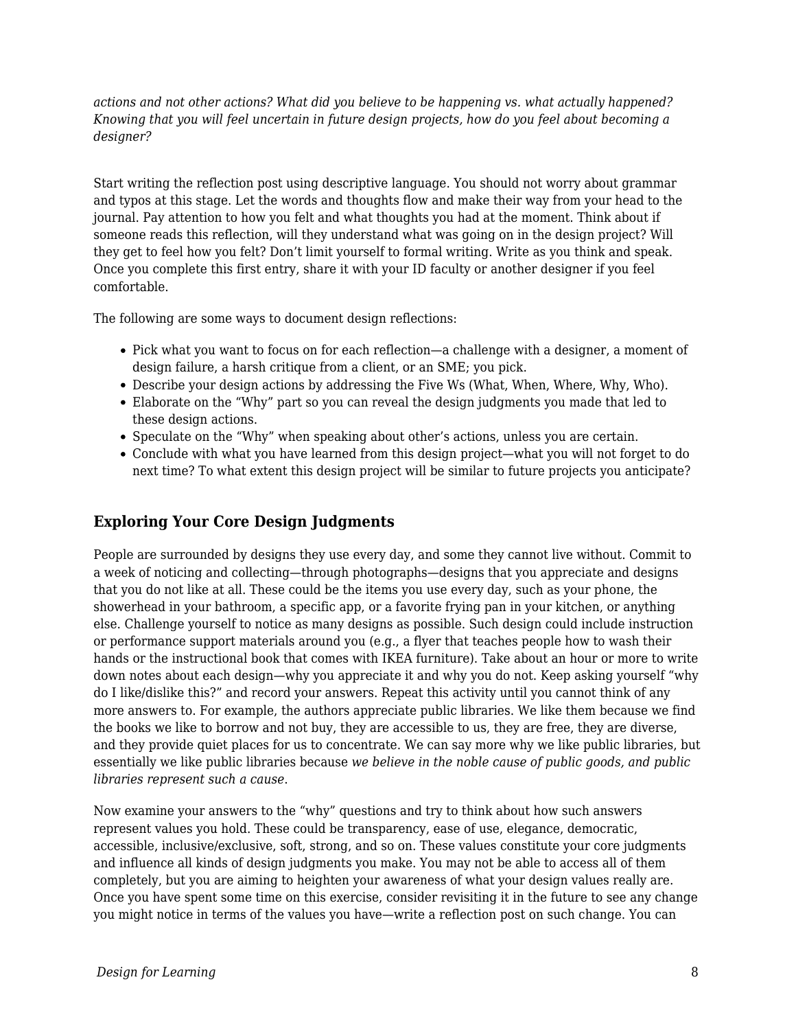*actions and not other actions? What did you believe to be happening vs. what actually happened? Knowing that you will feel uncertain in future design projects, how do you feel about becoming a designer?*

Start writing the reflection post using descriptive language. You should not worry about grammar and typos at this stage. Let the words and thoughts flow and make their way from your head to the journal. Pay attention to how you felt and what thoughts you had at the moment. Think about if someone reads this reflection, will they understand what was going on in the design project? Will they get to feel how you felt? Don't limit yourself to formal writing. Write as you think and speak. Once you complete this first entry, share it with your ID faculty or another designer if you feel comfortable.

The following are some ways to document design reflections:

- Pick what you want to focus on for each reflection—a challenge with a designer, a moment of design failure, a harsh critique from a client, or an SME; you pick.
- Describe your design actions by addressing the Five Ws (What, When, Where, Why, Who).
- Elaborate on the "Why" part so you can reveal the design judgments you made that led to these design actions.
- Speculate on the "Why" when speaking about other's actions, unless you are certain.
- Conclude with what you have learned from this design project—what you will not forget to do next time? To what extent this design project will be similar to future projects you anticipate?

### Exploring Your Core Design Judgments

People are surrounded by designs they use every day, and some they cannot live without. Commit to a week of noticing and collecting—through photographs—designs that you appreciate and designs that you do not like at all. These could be the items you use every day, such as your phone, the showerhead in your bathroom, a specific app, or a favorite frying pan in your kitchen, or anything else. Challenge yourself to notice as many designs as possible. Such design could include instruction or performance support materials around you (e.g., a flyer that teaches people how to wash their hands or the instructional book that comes with IKEA furniture). Take about an hour or more to write down notes about each design—why you appreciate it and why you do not. Keep asking yourself "why do I like/dislike this?" and record your answers. Repeat this activity until you cannot think of any more answers to. For example, the authors appreciate public libraries. We like them because we find the books we like to borrow and not buy, they are accessible to us, they are free, they are diverse, and they provide quiet places for us to concentrate. We can say more why we like public libraries, but essentially we like public libraries because *we believe in the noble cause of public goods, and public libraries represent such a cause*.

Now examine your answers to the "why" questions and try to think about how such answers represent values you hold. These could be transparency, ease of use, elegance, democratic, accessible, inclusive/exclusive, soft, strong, and so on. These values constitute your core judgments and influence all kinds of design judgments you make. You may not be able to access all of them completely, but you are aiming to heighten your awareness of what your design values really are. Once you have spent some time on this exercise, consider revisiting it in the future to see any change you might notice in terms of the values you have—write a reflection post on such change. You can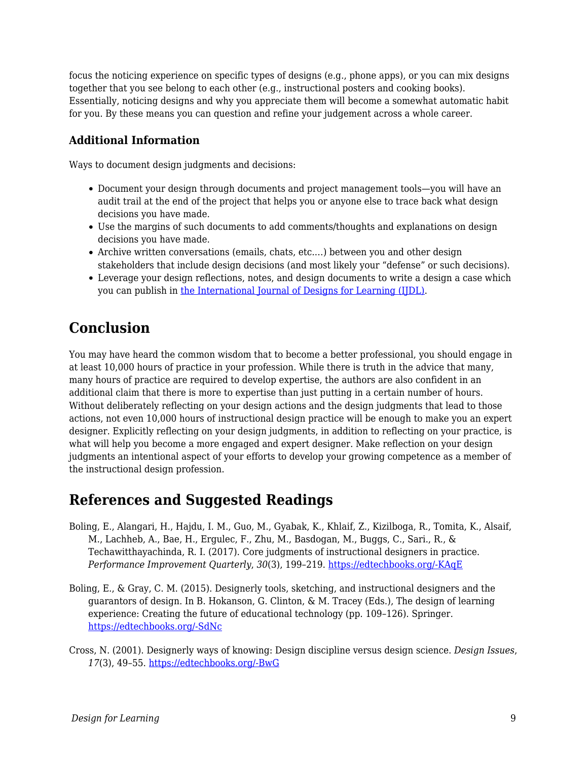focus the noticing experience on specific types of designs (e.g., phone apps), or you can mix designs together that you see belong to each other (e.g., instructional posters and cooking books). Essentially, noticing designs and why you appreciate them will become a somewhat automatic habit for you. By these means you can question and refine your judgement across a whole career.

### Additional Information

Ways to document design judgments and decisions:

- Document your design through documents and project management tools—you will have an audit trail at the end of the project that helps you or anyone else to trace back what design decisions you have made.
- Use the margins of such documents to add comments/thoughts and explanations on design decisions you have made.
- Archive written conversations (emails, chats, etc.…) between you and other design stakeholders that include design decisions (and most likely your "defense" or such decisions).
- Leverage your design reflections, notes, and design documents to write a design a case which you can publish in the International Journal of Designs for Learning (IJDL).

## Conclusion

You may have heard the common wisdom that to become a better professional, you should engage in at least 10,000 hours of practice in your profession. While there is truth in the advice that many, many hours of practice are required to develop expertise, the authors are also confident in an additional claim that there is more to expertise than just putting in a certain number of hours. Without deliberately reflecting on your design actions and the design judgments that lead to those actions, not even 10,000 hours of instructional design practice will be enough to make you an expert designer. Explicitly reflecting on your design judgments, in addition to reflecting on your practice, is what will help you become a more engaged and expert designer. Make reflection on your design judgments an intentional aspect of your efforts to develop your growing competence as a member of the instructional design profession.

## References and Suggested Readings

Boling, E., Alangari, H., Hajdu, I. M., Guo, M., Gyabak, K., Khlaif, Z., Kizilboga, R., Tomita, K., Alsaif, M., Lachheb, A., Bae, H., Ergulec, F., Zhu, M., Basdogan, M., Buggs, C., Sari., R., & Techawitthayachinda, R. I. (2017). Core judgments of instructional designers in practice. *Performance Improvement Quarterly*, *30*(3), 199–219. https://edtechbooks.org/-KAqE

Boling, E., & Gray, C. M. (2015). Designerly tools, sketching, and instructional designers and the guarantors of design. In B. Hokanson, G. Clinton, & M. Tracey (Eds.), The design of learning experience: Creating the future of educational technology (pp. 109–126). Springer. https://edtechbooks.org/-SdNc

Cross, N. (2001). Designerly ways of knowing: Design discipline versus design science. *Design Issues*, *17*(3), 49–55. https://edtechbooks.org/-BwG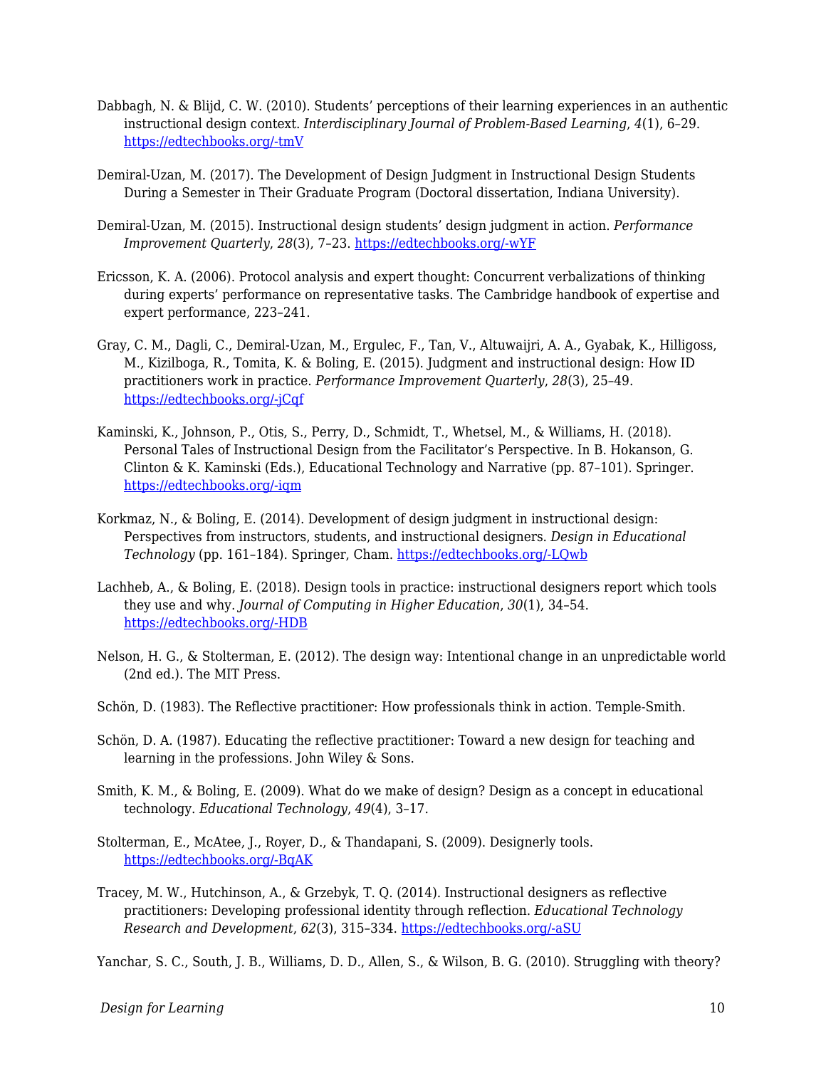Dabbagh, N. & Blijd, C. W. (2010). Students' perceptions of their learning experiences in an authentic instructional design context. *Interdisciplinary Journal of Problem-Based Learning*, *4*(1), 6–29. https://edtechbooks.org/-tmV

Demiral-Uzan, M. (2017). The Development of Design Judgment in Instructional Design Students During a Semester in Their Graduate Program (Doctoral dissertation, Indiana University).

Demiral-Uzan, M. (2015). Instructional design students' design judgment in action. *Performance Improvement Quarterly*, *28*(3), 7–23. https://edtechbooks.org/-wYF

Ericsson, K. A. (2006). Protocol analysis and expert thought: Concurrent verbalizations of thinking during experts' performance on representative tasks. The Cambridge handbook of expertise and expert performance, 223–241.

Gray, C. M., Dagli, C., Demiral-Uzan, M., Ergulec, F., Tan, V., Altuwaijri, A. A., Gyabak, K., Hilligoss, M., Kizilboga, R., Tomita, K. & Boling, E. (2015). Judgment and instructional design: How ID practitioners work in practice. *Performance Improvement Quarterly*, *28*(3), 25–49. https://edtechbooks.org/-jCqf

Kaminski, K., Johnson, P., Otis, S., Perry, D., Schmidt, T., Whetsel, M., & Williams, H. (2018). Personal Tales of Instructional Design from the Facilitator's Perspective. In B. Hokanson, G. Clinton & K. Kaminski (Eds.), Educational Technology and Narrative (pp. 87–101). Springer. https://edtechbooks.org/-iqm

Korkmaz, N., & Boling, E. (2014). Development of design judgment in instructional design: Perspectives from instructors, students, and instructional designers. *Design in Educational Technology* (pp. 161–184). Springer, Cham. https://edtechbooks.org/-LQwb

Lachheb, A., & Boling, E. (2018). Design tools in practice: instructional designers report which tools they use and why. *Journal of Computing in Higher Education*, *30*(1), 34–54. https://edtechbooks.org/-HDB

Nelson, H. G., & Stolterman, E. (2012). The design way: Intentional change in an unpredictable world (2nd ed.). The MIT Press.

Schön, D. (1983). The Reflective practitioner: How professionals think in action. Temple-Smith.

Schön, D. A. (1987). Educating the reflective practitioner: Toward a new design for teaching and learning in the professions. John Wiley & Sons.

Smith, K. M., & Boling, E. (2009). What do we make of design? Design as a concept in educational technology. *Educational Technology*, *49*(4), 3–17.

Stolterman, E., McAtee, J., Royer, D., & Thandapani, S. (2009). Designerly tools. https://edtechbooks.org/-BqAK

Tracey, M. W., Hutchinson, A., & Grzebyk, T. Q. (2014). Instructional designers as reflective practitioners: Developing professional identity through reflection. *Educational Technology Research and Development*, *62*(3), 315–334. https://edtechbooks.org/-aSU

Yanchar, S. C., South, J. B., Williams, D. D., Allen, S., & Wilson, B. G. (2010). Struggling with theory?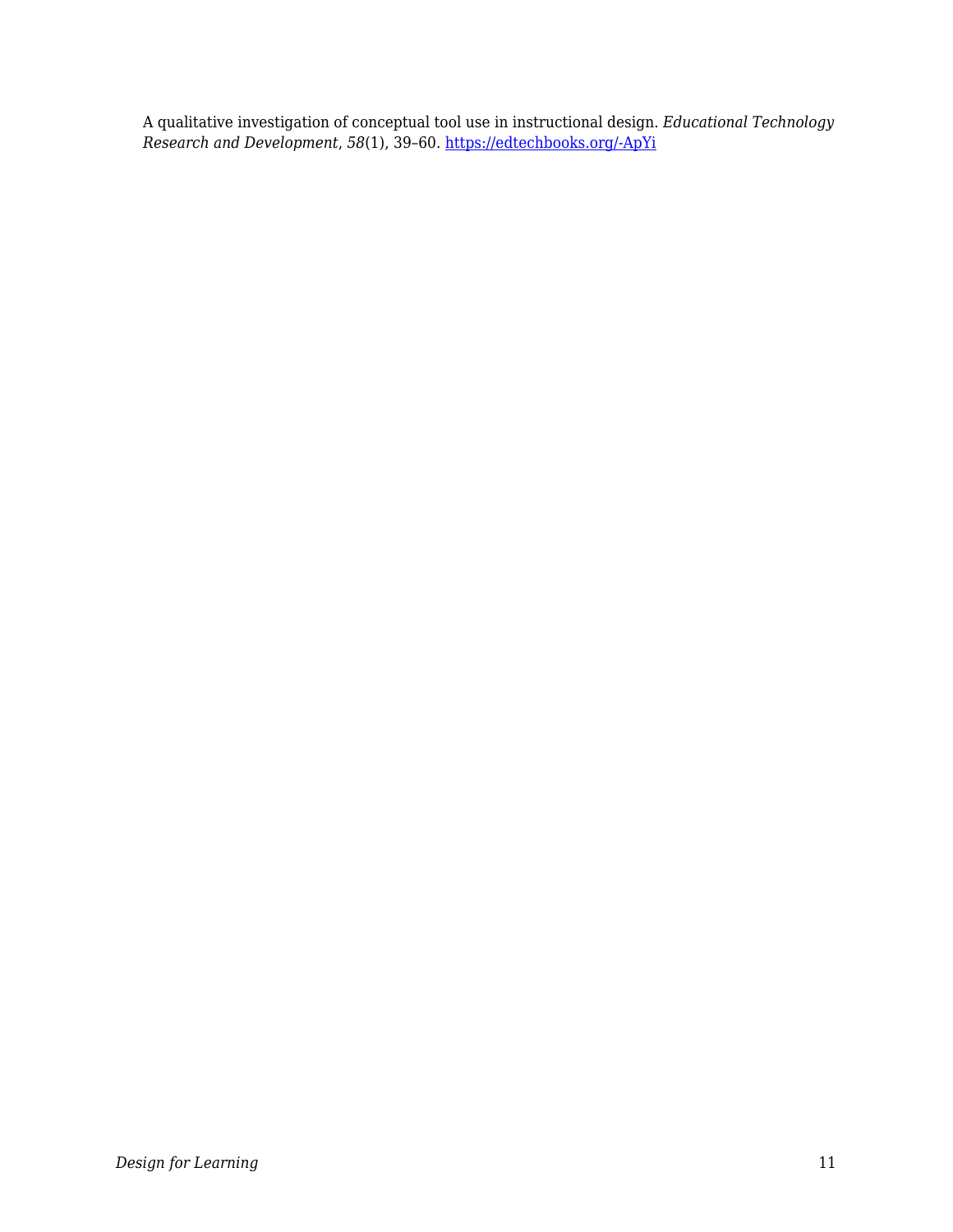A qualitative investigation of conceptual tool use in instructional design. *Educational Technology Research and Development*, *58*(1), 39–60. [https://edtechbooks.org/-ApYi](https://edtechbooks.org/-ApYi)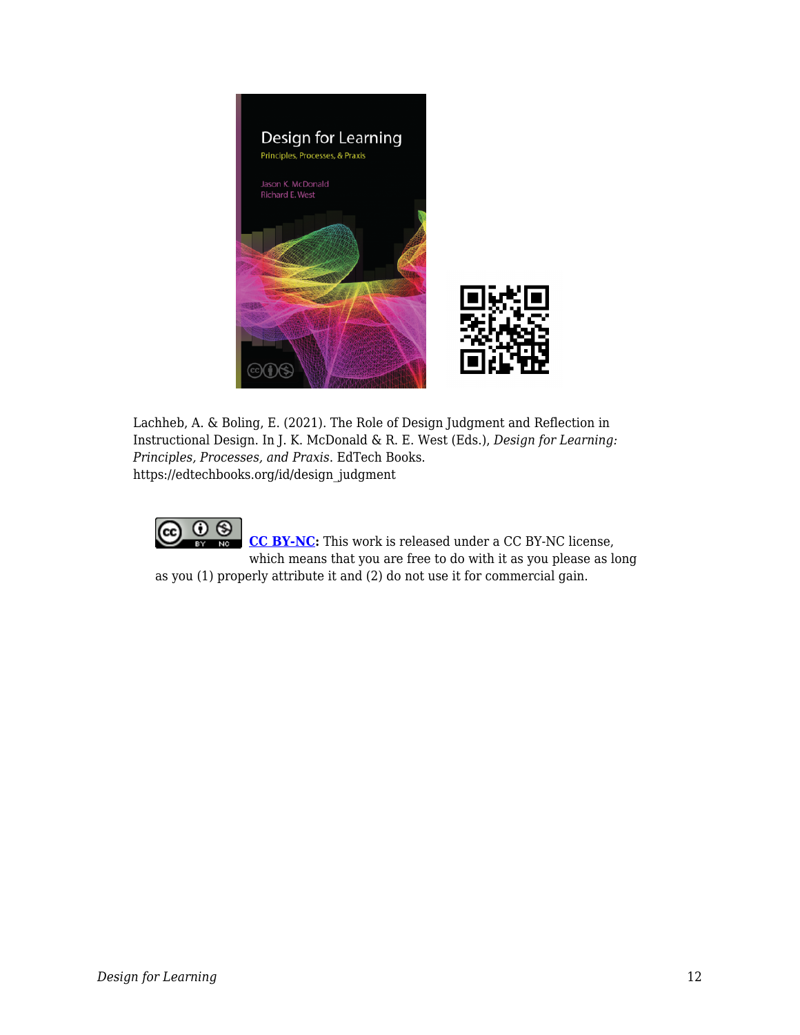Lachheb, A. & Boling, E. (2021). The Role of Design Judgment and Reflection in Instructional Design. In J. K. McDonald & R. E. West (Eds.), *Design for Learning: Principles, Processes, and Praxis*. EdTech Books. https://edtechbooks.org/id/design_judgment

**CC BY-NC:** This work is released under a CC BY-NC license, which means that you are free to do with it as you please as long as you (1) properly attribute it and (2) do not use it for commercial gain.